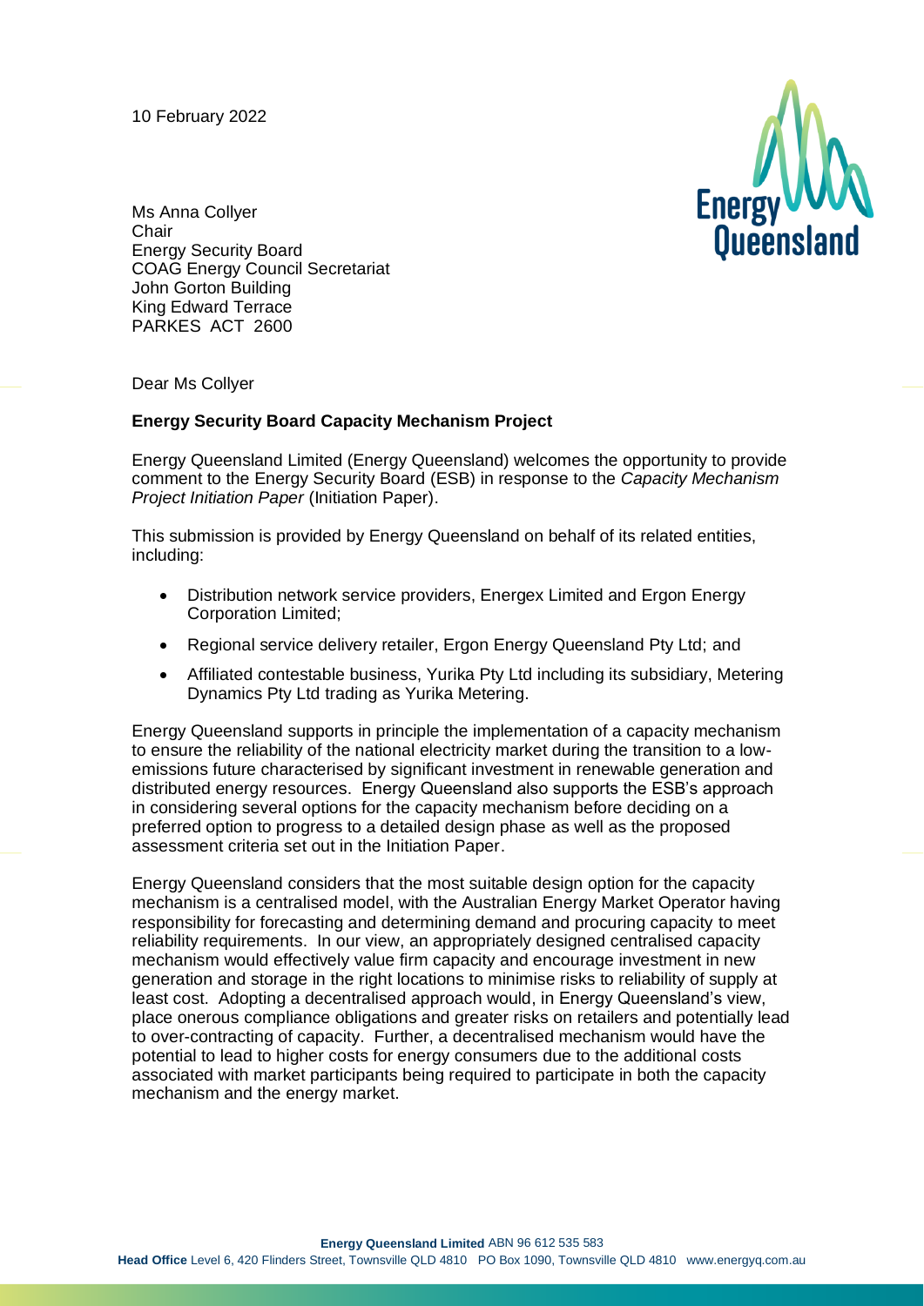10 February 2022

Ms Anna Collyer
Chair
Energy Security Board
COAG Energy Council Secretariat
John Gorton Building
King Edward Terrace
PARKES ACT 2600

Dear Ms Collyer

**Energy Security Board Capacity Mechanism Project**

Energy Queensland Limited (Energy Queensland) welcomes the opportunity to provide comment to the Energy Security Board (ESB) in response to the *Capacity Mechanism Project Initiation Paper* (Initiation Paper).

This submission is provided by Energy Queensland on behalf of its related entities, including:

- Distribution network service providers, Energex Limited and Ergon Energy Corporation Limited;
- Regional service delivery retailer, Ergon Energy Queensland Pty Ltd; and
- Affiliated contestable business, Yurika Pty Ltd including its subsidiary, Metering Dynamics Pty Ltd trading as Yurika Metering.

Energy Queensland supports in principle the implementation of a capacity mechanism to ensure the reliability of the national electricity market during the transition to a low-emissions future characterised by significant investment in renewable generation and distributed energy resources. Energy Queensland also supports the ESB's approach in considering several options for the capacity mechanism before deciding on a preferred option to progress to a detailed design phase as well as the proposed assessment criteria set out in the Initiation Paper.

Energy Queensland considers that the most suitable design option for the capacity mechanism is a centralised model, with the Australian Energy Market Operator having responsibility for forecasting and determining demand and procuring capacity to meet reliability requirements. In our view, an appropriately designed centralised capacity mechanism would effectively value firm capacity and encourage investment in new generation and storage in the right locations to minimise risks to reliability of supply at least cost. Adopting a decentralised approach would, in Energy Queensland's view, place onerous compliance obligations and greater risks on retailers and potentially lead to over-contracting of capacity. Further, a decentralised mechanism would have the potential to lead to higher costs for energy consumers due to the additional costs associated with market participants being required to participate in both the capacity mechanism and the energy market.

**Energy Queensland Limited** ABN 96 612 535 583
**Head Office** Level 6, 420 Flinders Street, Townsville QLD 4810 PO Box 1090, Townsville QLD 4810 www.energyq.com.au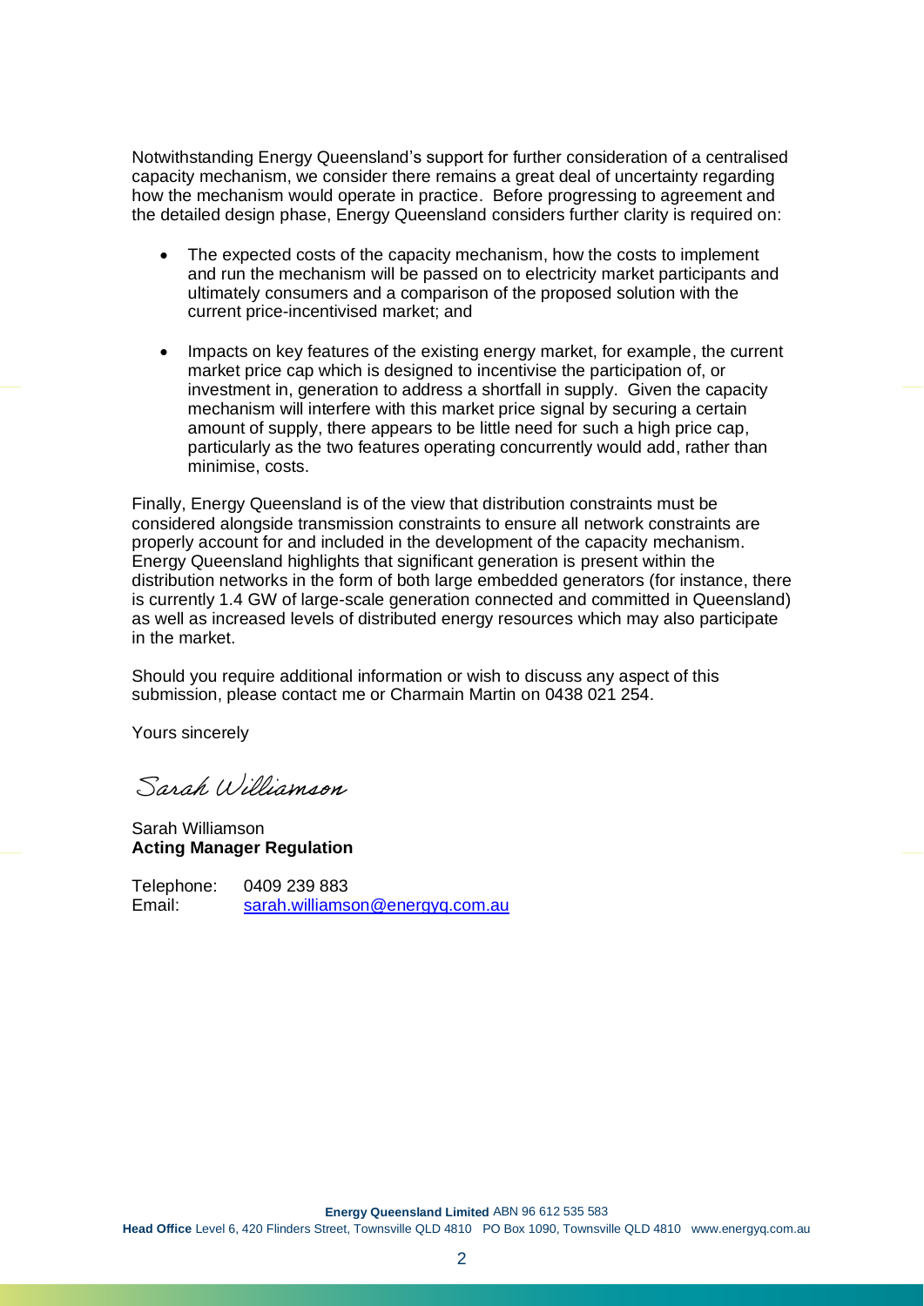Notwithstanding Energy Queensland's support for further consideration of a centralised capacity mechanism, we consider there remains a great deal of uncertainty regarding how the mechanism would operate in practice. Before progressing to agreement and the detailed design phase, Energy Queensland considers further clarity is required on:

- The expected costs of the capacity mechanism, how the costs to implement and run the mechanism will be passed on to electricity market participants and ultimately consumers and a comparison of the proposed solution with the current price-incentivised market; and

- Impacts on key features of the existing energy market, for example, the current market price cap which is designed to incentivise the participation of, or investment in, generation to address a shortfall in supply. Given the capacity mechanism will interfere with this market price signal by securing a certain amount of supply, there appears to be little need for such a high price cap, particularly as the two features operating concurrently would add, rather than minimise, costs.

Finally, Energy Queensland is of the view that distribution constraints must be considered alongside transmission constraints to ensure all network constraints are properly account for and included in the development of the capacity mechanism. Energy Queensland highlights that significant generation is present within the distribution networks in the form of both large embedded generators (for instance, there is currently 1.4 GW of large-scale generation connected and committed in Queensland) as well as increased levels of distributed energy resources which may also participate in the market.

Should you require additional information or wish to discuss any aspect of this submission, please contact me or Charmain Martin on 0438 021 254.

Yours sincerely

*Sarah Williamson*

Sarah Williamson
**Acting Manager Regulation**

Telephone: 0409 239 883
Email: sarah.williamson@energyq.com.au

**Energy Queensland Limited** ABN 96 612 535 583
**Head Office** Level 6, 420 Flinders Street, Townsville QLD 4810 PO Box 1090, Townsville QLD 4810 www.energyq.com.au